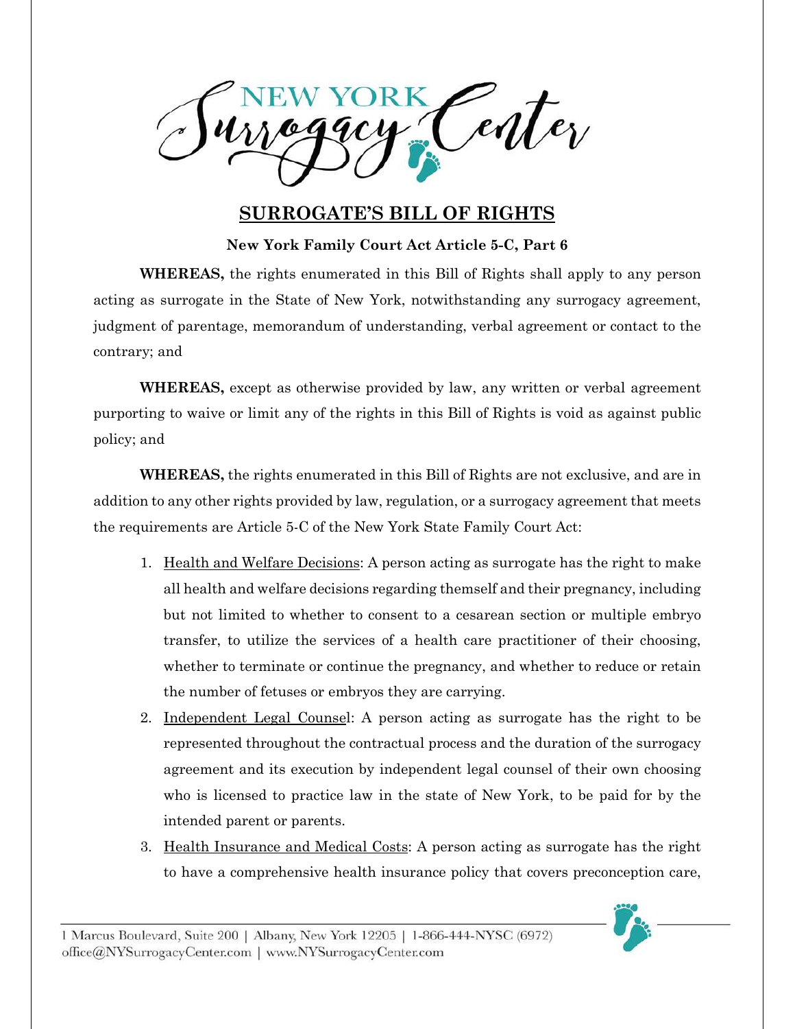# SURROGATE'S BILL OF RIGHTS

**New York Family Court Act Article 5-C, Part 6**

**WHEREAS,** the rights enumerated in this Bill of Rights shall apply to any person acting as surrogate in the State of New York, notwithstanding any surrogacy agreement, judgment of parentage, memorandum of understanding, verbal agreement or contact to the contrary; and

**WHEREAS,** except as otherwise provided by law, any written or verbal agreement purporting to waive or limit any of the rights in this Bill of Rights is void as against public policy; and

**WHEREAS,** the rights enumerated in this Bill of Rights are not exclusive, and are in addition to any other rights provided by law, regulation, or a surrogacy agreement that meets the requirements are Article 5-C of the New York State Family Court Act:

1. Health and Welfare Decisions: A person acting as surrogate has the right to make all health and welfare decisions regarding themself and their pregnancy, including but not limited to whether to consent to a cesarean section or multiple embryo transfer, to utilize the services of a health care practitioner of their choosing, whether to terminate or continue the pregnancy, and whether to reduce or retain the number of fetuses or embryos they are carrying.
2. Independent Legal Counsel: A person acting as surrogate has the right to be represented throughout the contractual process and the duration of the surrogacy agreement and its execution by independent legal counsel of their own choosing who is licensed to practice law in the state of New York, to be paid for by the intended parent or parents.
3. Health Insurance and Medical Costs: A person acting as surrogate has the right to have a comprehensive health insurance policy that covers preconception care,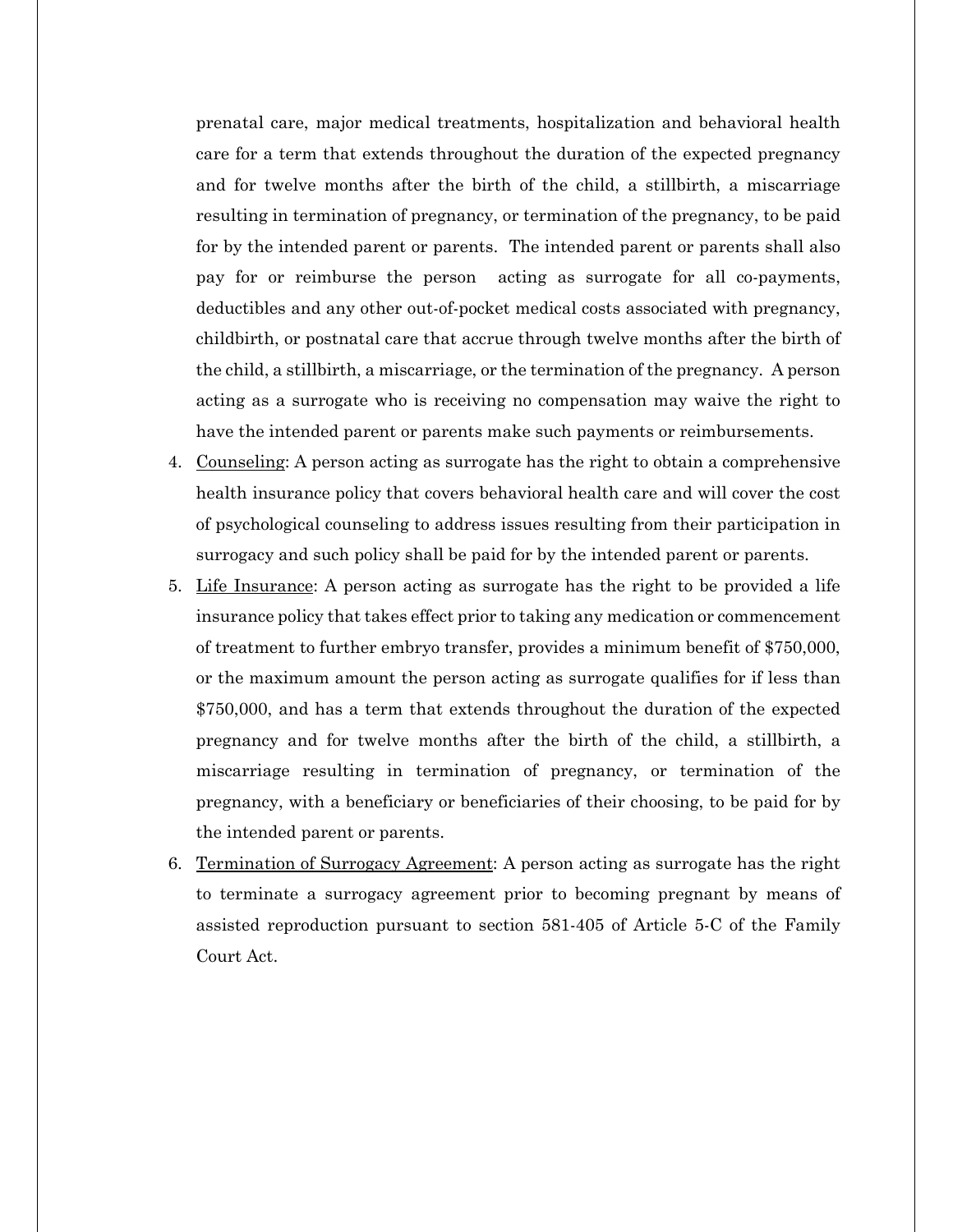prenatal care, major medical treatments, hospitalization and behavioral health care for a term that extends throughout the duration of the expected pregnancy and for twelve months after the birth of the child, a stillbirth, a miscarriage resulting in termination of pregnancy, or termination of the pregnancy, to be paid for by the intended parent or parents. The intended parent or parents shall also pay for or reimburse the person acting as surrogate for all co-payments, deductibles and any other out-of-pocket medical costs associated with pregnancy, childbirth, or postnatal care that accrue through twelve months after the birth of the child, a stillbirth, a miscarriage, or the termination of the pregnancy. A person acting as a surrogate who is receiving no compensation may waive the right to have the intended parent or parents make such payments or reimbursements.

4. <u>Counseling</u>: A person acting as surrogate has the right to obtain a comprehensive health insurance policy that covers behavioral health care and will cover the cost of psychological counseling to address issues resulting from their participation in surrogacy and such policy shall be paid for by the intended parent or parents.
5. <u>Life Insurance</u>: A person acting as surrogate has the right to be provided a life insurance policy that takes effect prior to taking any medication or commencement of treatment to further embryo transfer, provides a minimum benefit of $750,000, or the maximum amount the person acting as surrogate qualifies for if less than $750,000, and has a term that extends throughout the duration of the expected pregnancy and for twelve months after the birth of the child, a stillbirth, a miscarriage resulting in termination of pregnancy, or termination of the pregnancy, with a beneficiary or beneficiaries of their choosing, to be paid for by the intended parent or parents.
6. <u>Termination of Surrogacy Agreement</u>: A person acting as surrogate has the right to terminate a surrogacy agreement prior to becoming pregnant by means of assisted reproduction pursuant to section 581-405 of Article 5-C of the Family Court Act.